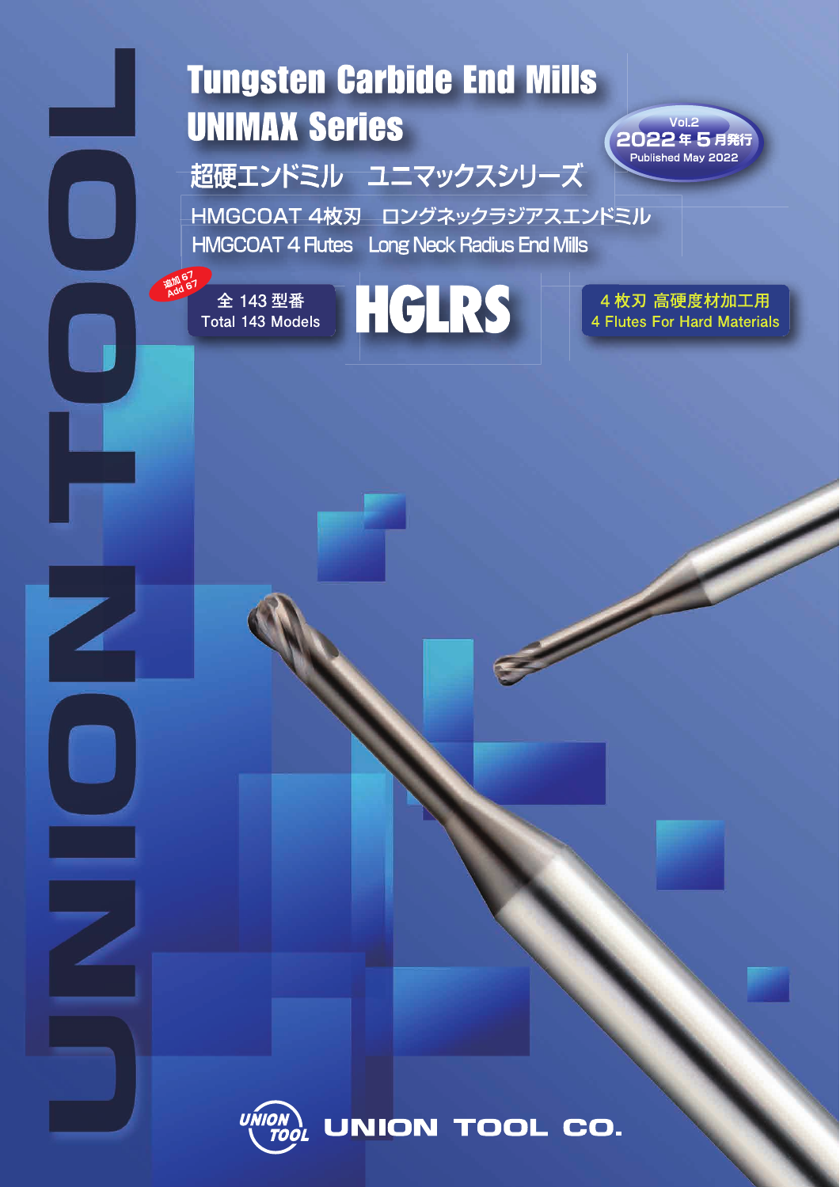# Tungsten Carbide End Mills
# UNIMAX Series

## 超硬エンドミル　ユニマックスシリーズ

Vol.2
2022年5月発行
Published May 2022

HMGCOAT 4枚刃　ロングネックラジアスエンドミル
HMGCOAT 4 Flutes　Long Neck Radius End Mills

追加 67
Add 67

全 143 型番
Total 143 Models

# HGLRS

4 枚刃 高硬度材加工用
4 Flutes For Hard Materials

UNION TOOL

UNION TOOL CO.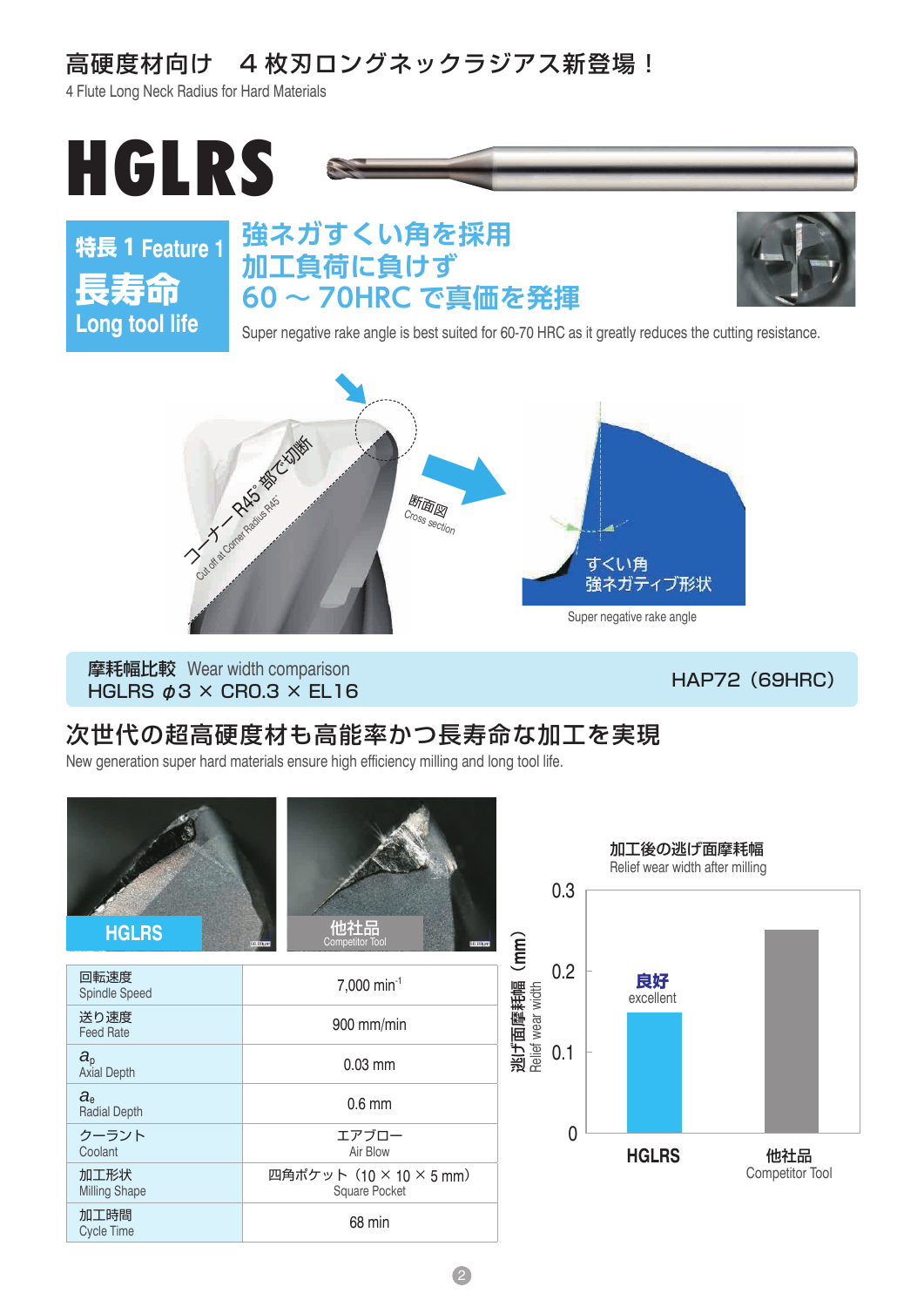## 高硬度材向け　４枚刃ロングネックラジアス新登場！

4 Flute Long Neck Radius for Hard Materials

# HGLRS

**特長 1 Feature 1**

**長寿命**

**Long tool life**

### 強ネガすくい角を採用
### 加工負荷に負けず
### 60 ～ 70HRC で真価を発揮

Super negative rake angle is best suited for 60-70 HRC as it greatly reduces the cutting resistance.

コーナー R45° 部で切断
Cut off at Corner Radius R45°

断面図
Cross section

すくい角
強ネガティブ形状

Super negative rake angle

**摩耗幅比較** Wear width comparison
HGLRS $\phi$3 × CR0.3 × EL16

HAP72（69HRC）

## 次世代の超高硬度材も高能率かつ長寿命な加工を実現

New generation super hard materials ensure high efficiency milling and long tool life.

HGLRS　　他社品 Competitor Tool

| | |
|---|---|
| 回転速度 Spindle Speed | 7,000 $\text{min}^{-1}$ |
| 送り速度 Feed Rate | 900 mm/min |
| $a_p$ Axial Depth | 0.03 mm |
| $a_e$ Radial Depth | 0.6 mm |
| クーラント Coolant | エアブロー Air Blow |
| 加工形状 Milling Shape | 四角ポケット（10 × 10 × 5 mm） Square Pocket |
| 加工時間 Cycle Time | 68 min |

加工後の逃げ面摩耗幅
Relief wear width after milling

逃げ面摩耗幅（mm） Relief wear width

0.3 / 0.2 / 0.1 / 0

良好 excellent

HGLRS　　他社品 Competitor Tool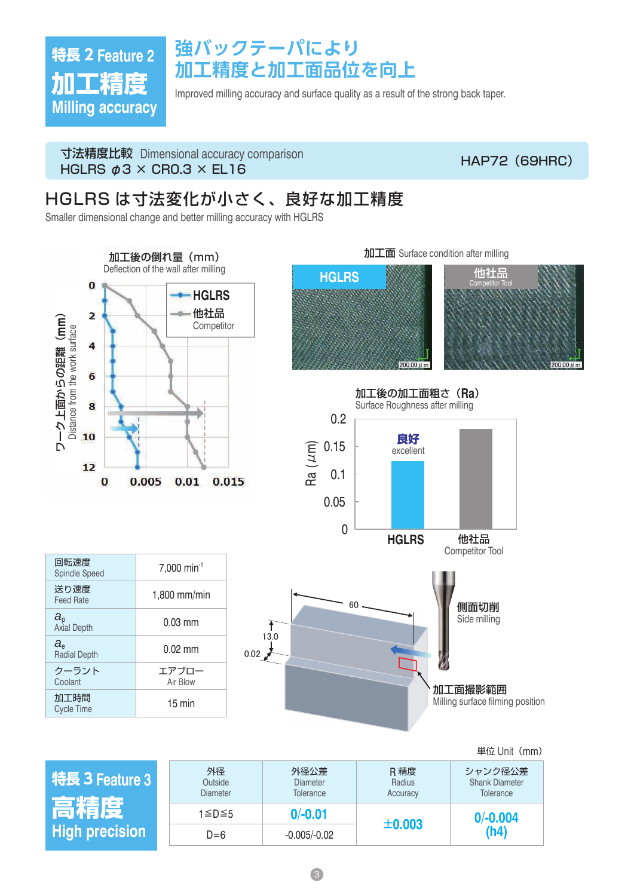## 特長 2 Feature 2
# 加工精度
## Milling accuracy

## 強バックテーパにより加工精度と加工面品位を向上

Improved milling accuracy and surface quality as a result of the strong back taper.

寸法精度比較 Dimensional accuracy comparison
HGLRS φ3 × CR0.3 × EL16　　HAP72（69HRC）

### HGLRS は寸法変化が小さく、良好な加工精度

Smaller dimensional change and better milling accuracy with HGLRS

加工後の倒れ量（mm） Deflection of the wall after milling

ワーク上面からの距離（mm） Distance from the work surface

HGLRS
他社品 Competitor

加工面 Surface condition after milling

HGLRS　　他社品 Competitor Tool

200.00 μm

加工後の加工面粗さ（Ra） Surface Roughness after milling

Ra（μm）

良好 excellent

HGLRS　　他社品 Competitor Tool

| 回転速度 Spindle Speed | 7,000 min$^{-1}$ |
|---|---|
| 送り速度 Feed Rate | 1,800 mm/min |
| $a_p$ Axial Depth | 0.03 mm |
| $a_e$ Radial Depth | 0.02 mm |
| クーラント Coolant | エアブロー Air Blow |
| 加工時間 Cycle Time | 15 min |

60　13.0　0.02

側面切削 Side milling

加工面撮影範囲 Milling surface filming position

## 特長 3 Feature 3
# 高精度
## High precision

単位 Unit（mm）

| 外径 Outside Diameter | 外径公差 Diameter Tolerance | R 精度 Radius Accuracy | シャンク径公差 Shank Diameter Tolerance |
|---|---|---|---|
| 1≦D≦5 | **0/-0.01** | **±0.003** | **0/-0.004 (h4)** |
| D=6 | -0.005/-0.02 | | |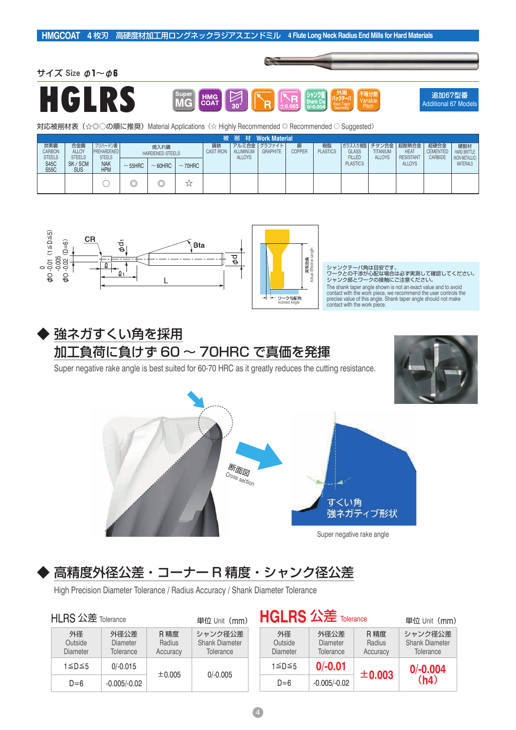HMGCOAT 4枚刃 高硬度材加工用ロングネックラジアスエンドミル 4 Flute Long Neck Radius End Mills for Hard Materials

サイズ Size φ1〜φ6

# HGLRS

Super MG / HMG COAT / 30° / R / ±0.003 / シャンク径 Shank Dia 0/-0.004 / 外周バックテーパ Back Taper Geometry / 不等分割 Variable Pitch

追加67型番 Additional 67 Models

対応被削材表（☆◎○の順に推奨）Material Applications（☆ Highly Recommended ◎ Recommended ○ Suggested）

| 被削材 Work Material | | | | | | | | | | | | | | | | |
|---|---|---|---|---|---|---|---|---|---|---|---|---|---|---|---|---|
| 炭素鋼 CARBON STEELS S45C S55C | 合金鋼 ALLOY STEELS SK / SCM SUS | プリハードン鋼 PREHARDENED STEELS NAK HPM | 焼入れ鋼 HARDENED STEELS | | | 鋳鉄 CAST IRON | アルミ合金 ALUMINUM ALLOYS | グラファイト GRAPHITE | 銅 COPPER | 樹脂 PLASTICS | ガラス入り樹脂 GLASS FILLED PLASTICS | チタン合金 TITANIUM ALLOYS | 超耐熱合金 HEAT RESISTANT ALLOYS | 超硬合金 CEMENTED CARBIDE | 硬脆材 HARD BRITTLE (NON-METALLIC) MATERIALS |
| | | | 〜55HRC | 〜60HRC | 〜70HRC | | | | | | | | | | |
| | | ○ | ◎ | ◎ | ☆ | | | | | | | | | | |

CR, φd1, Bta, φd, ℓ, ℓ1, L

φD 0/-0.01 (1≦D≦5)  φD -0.005/-0.02 (D=6)

実有効長 Actual Effective Length

ワーク勾配角 Inclined Angle

シャンクテーパ角は目安です。
ワークとの干渉が心配な場合は必ず実測して確認してください。
シャンク部とワークの接触にご注意ください。
The shank taper angle shown is not an exact value and to avoid contact with the work piece, we recommend the user controls the precise value of this angle. Shank taper angle should not make contact with the work piece.

## ◆ 強ネガすくい角を採用 加工負荷に負けず 60〜70HRC で真価を発揮

Super negative rake angle is best suited for 60-70 HRC as it greatly reduces the cutting resistance.

断面図 Cross section

すくい角 強ネガティブ形状

Super negative rake angle

## ◆ 高精度外径公差・コーナーR精度・シャンク径公差

High Precision Diameter Tolerance / Radius Accuracy / Shank Diameter Tolerance

HLRS 公差 Tolerance 単位 Unit（mm）

| 外径 Outside Diameter | 外径公差 Diameter Tolerance | R精度 Radius Accuracy | シャンク径公差 Shank Diameter Tolerance |
|---|---|---|---|
| 1≦D≦5 | 0/-0.015 | ±0.005 | 0/-0.005 |
| D=6 | -0.005/-0.02 | | |

HGLRS 公差 Tolerance 単位 Unit（mm）

| 外径 Outside Diameter | 外径公差 Diameter Tolerance | R精度 Radius Accuracy | シャンク径公差 Shank Diameter Tolerance |
|---|---|---|---|
| 1≦D≦5 | **0/-0.01** | **±0.003** | **0/-0.004 (h4)** |
| D=6 | -0.005/-0.02 | | |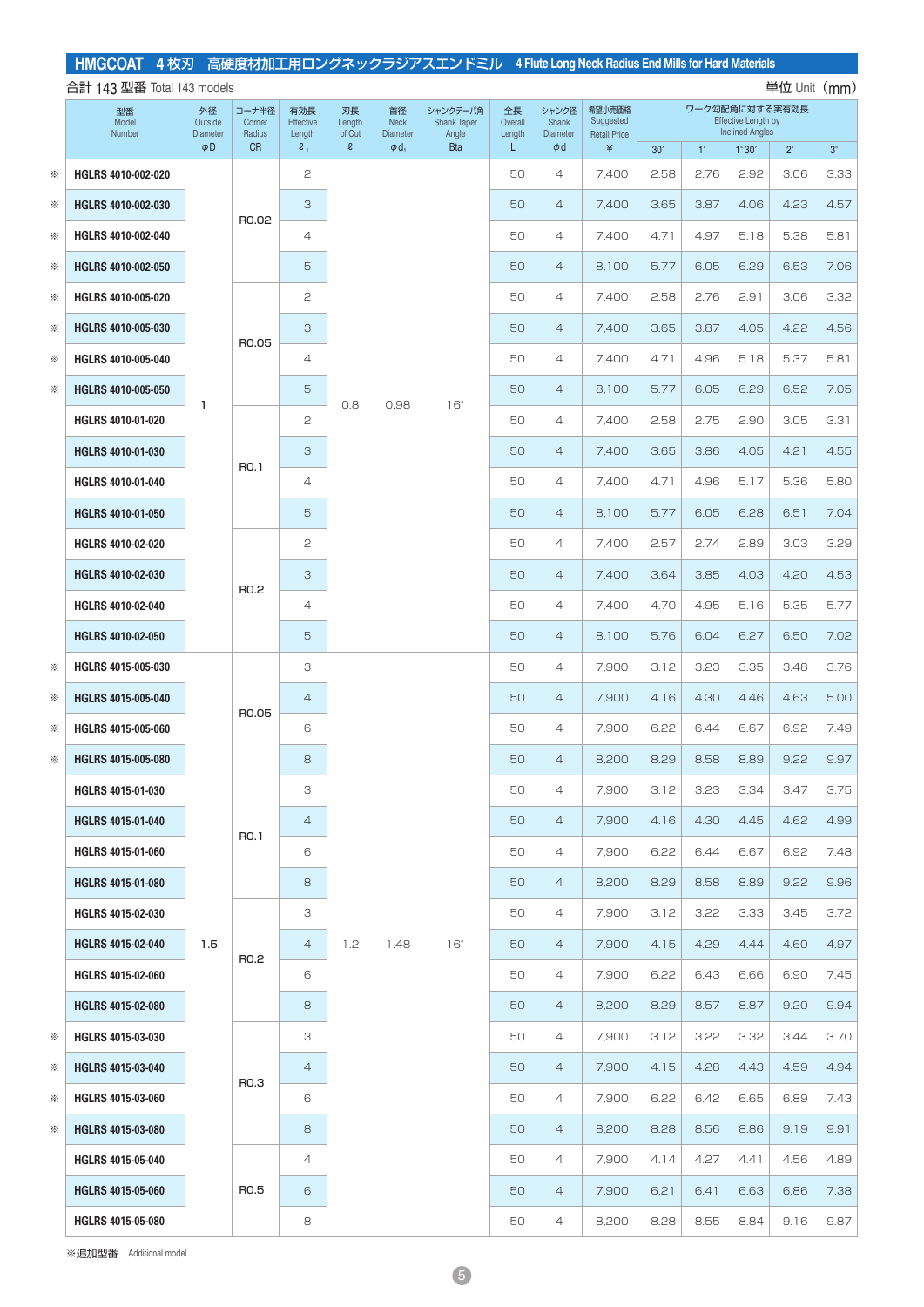## HMGCOAT 4枚刃 高硬度材加工用ロングネックラジアスエンドミル 4 Flute Long Neck Radius End Mills for Hard Materials

合計 143 型番 Total 143 models

単位 Unit（mm）

| | 型番 Model Number | 外径 Outside Diameter φD | コーナ半径 Corner Radius CR | 有効長 Effective Length $ℓ_1$ | 刃長 Length of Cut ℓ | 首径 Neck Diameter $φd_1$ | シャンクテーパ角 Shank Taper Angle Bta | 全長 Overall Length L | シャンク径 Shank Diameter φd | 希望小売価格 Suggested Retail Price ¥ | ワーク勾配角に対する実有効長 Effective Length by Inclined Angles 30′ | 1° | 1°30′ | 2° | 3° |
|---|---|---|---|---|---|---|---|---|---|---|---|---|---|---|---|
| ※ | HGLRS 4010-002-020 | 1 | R0.02 | 2 | 0.8 | 0.98 | 16° | 50 | 4 | 7,400 | 2.58 | 2.76 | 2.92 | 3.06 | 3.33 |
| ※ | HGLRS 4010-002-030 | | | 3 | | | | 50 | 4 | 7,400 | 3.65 | 3.87 | 4.06 | 4.23 | 4.57 |
| ※ | HGLRS 4010-002-040 | | | 4 | | | | 50 | 4 | 7,400 | 4.71 | 4.97 | 5.18 | 5.38 | 5.81 |
| ※ | HGLRS 4010-002-050 | | | 5 | | | | 50 | 4 | 8,100 | 5.77 | 6.05 | 6.29 | 6.53 | 7.06 |
| ※ | HGLRS 4010-005-020 | | R0.05 | 2 | | | | 50 | 4 | 7,400 | 2.58 | 2.76 | 2.91 | 3.06 | 3.32 |
| ※ | HGLRS 4010-005-030 | | | 3 | | | | 50 | 4 | 7,400 | 3.65 | 3.87 | 4.05 | 4.22 | 4.56 |
| ※ | HGLRS 4010-005-040 | | | 4 | | | | 50 | 4 | 7,400 | 4.71 | 4.96 | 5.18 | 5.37 | 5.81 |
| ※ | HGLRS 4010-005-050 | | | 5 | | | | 50 | 4 | 8,100 | 5.77 | 6.05 | 6.29 | 6.52 | 7.05 |
| | HGLRS 4010-01-020 | | R0.1 | 2 | | | | 50 | 4 | 7,400 | 2.58 | 2.75 | 2.90 | 3.05 | 3.31 |
| | HGLRS 4010-01-030 | | | 3 | | | | 50 | 4 | 7,400 | 3.65 | 3.86 | 4.05 | 4.21 | 4.55 |
| | HGLRS 4010-01-040 | | | 4 | | | | 50 | 4 | 7,400 | 4.71 | 4.96 | 5.17 | 5.36 | 5.80 |
| | HGLRS 4010-01-050 | | | 5 | | | | 50 | 4 | 8,100 | 5.77 | 6.05 | 6.28 | 6.51 | 7.04 |
| | HGLRS 4010-02-020 | | R0.2 | 2 | | | | 50 | 4 | 7,400 | 2.57 | 2.74 | 2.89 | 3.03 | 3.29 |
| | HGLRS 4010-02-030 | | | 3 | | | | 50 | 4 | 7,400 | 3.64 | 3.85 | 4.03 | 4.20 | 4.53 |
| | HGLRS 4010-02-040 | | | 4 | | | | 50 | 4 | 7,400 | 4.70 | 4.95 | 5.16 | 5.35 | 5.77 |
| | HGLRS 4010-02-050 | | | 5 | | | | 50 | 4 | 8,100 | 5.76 | 6.04 | 6.27 | 6.50 | 7.02 |
| ※ | HGLRS 4015-005-030 | 1.5 | R0.05 | 3 | 1.2 | 1.48 | 16° | 50 | 4 | 7,900 | 3.12 | 3.23 | 3.35 | 3.48 | 3.76 |
| ※ | HGLRS 4015-005-040 | | | 4 | | | | 50 | 4 | 7,900 | 4.16 | 4.30 | 4.46 | 4.63 | 5.00 |
| ※ | HGLRS 4015-005-060 | | | 6 | | | | 50 | 4 | 7,900 | 6.22 | 6.44 | 6.67 | 6.92 | 7.49 |
| ※ | HGLRS 4015-005-080 | | | 8 | | | | 50 | 4 | 8,200 | 8.29 | 8.58 | 8.89 | 9.22 | 9.97 |
| | HGLRS 4015-01-030 | | R0.1 | 3 | | | | 50 | 4 | 7,900 | 3.12 | 3.23 | 3.34 | 3.47 | 3.75 |
| | HGLRS 4015-01-040 | | | 4 | | | | 50 | 4 | 7,900 | 4.16 | 4.30 | 4.45 | 4.62 | 4.99 |
| | HGLRS 4015-01-060 | | | 6 | | | | 50 | 4 | 7,900 | 6.22 | 6.44 | 6.67 | 6.92 | 7.48 |
| | HGLRS 4015-01-080 | | | 8 | | | | 50 | 4 | 8,200 | 8.29 | 8.58 | 8.89 | 9.22 | 9.96 |
| | HGLRS 4015-02-030 | | R0.2 | 3 | | | | 50 | 4 | 7,900 | 3.12 | 3.22 | 3.33 | 3.45 | 3.72 |
| | HGLRS 4015-02-040 | | | 4 | | | | 50 | 4 | 7,900 | 4.15 | 4.29 | 4.44 | 4.60 | 4.97 |
| | HGLRS 4015-02-060 | | | 6 | | | | 50 | 4 | 7,900 | 6.22 | 6.43 | 6.66 | 6.90 | 7.45 |
| | HGLRS 4015-02-080 | | | 8 | | | | 50 | 4 | 8,200 | 8.29 | 8.57 | 8.87 | 9.20 | 9.94 |
| ※ | HGLRS 4015-03-030 | | R0.3 | 3 | | | | 50 | 4 | 7,900 | 3.12 | 3.22 | 3.32 | 3.44 | 3.70 |
| ※ | HGLRS 4015-03-040 | | | 4 | | | | 50 | 4 | 7,900 | 4.15 | 4.28 | 4.43 | 4.59 | 4.94 |
| ※ | HGLRS 4015-03-060 | | | 6 | | | | 50 | 4 | 7,900 | 6.22 | 6.42 | 6.65 | 6.89 | 7.43 |
| ※ | HGLRS 4015-03-080 | | | 8 | | | | 50 | 4 | 8,200 | 8.28 | 8.56 | 8.86 | 9.19 | 9.91 |
| | HGLRS 4015-05-040 | | R0.5 | 4 | | | | 50 | 4 | 7,900 | 4.14 | 4.27 | 4.41 | 4.56 | 4.89 |
| | HGLRS 4015-05-060 | | | 6 | | | | 50 | 4 | 7,900 | 6.21 | 6.41 | 6.63 | 6.86 | 7.38 |
| | HGLRS 4015-05-080 | | | 8 | | | | 50 | 4 | 8,200 | 8.28 | 8.55 | 8.84 | 9.16 | 9.87 |

※追加型番 Additional model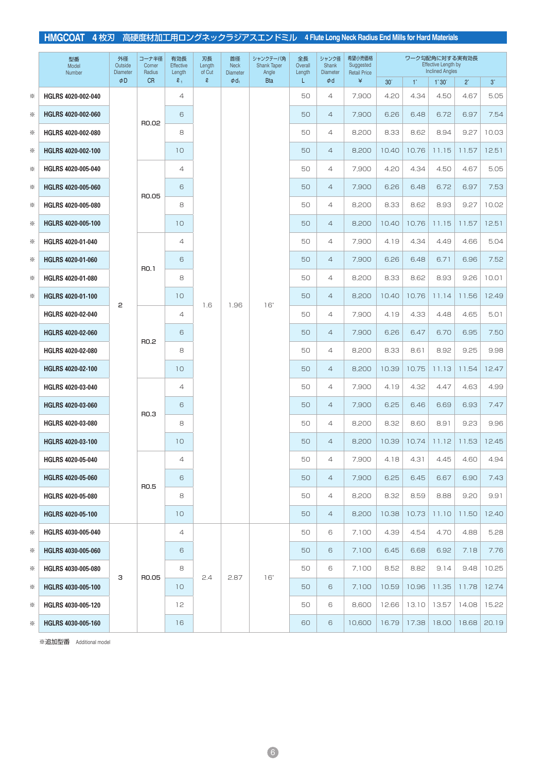## HMGCOAT 4枚刃 高硬度材加工用ロングネックラジアスエンドミル 4 Flute Long Neck Radius End Mills for Hard Materials

| | 型番 Model Number | 外径 Outside Diameter φD | コーナ半径 Corner Radius CR | 有効長 Effective Length $\ell_1$ | 刃長 Length of Cut $\ell$ | 首径 Neck Diameter $\phi d_1$ | シャンクテーパ角 Shank Taper Angle Bta | 全長 Overall Length L | シャンク径 Shank Diameter φd | 希望小売価格 Suggested Retail Price ¥ | ワーク勾配角に対する実有効長 Effective Length by Inclined Angles 30' | 1° | 1°30' | 2° | 3° |
|---|---|---|---|---|---|---|---|---|---|---|---|---|---|---|---|
| ※ | HGLRS 4020-002-040 | 2 | R0.02 | 4 | 1.6 | 1.96 | 16° | 50 | 4 | 7,900 | 4.20 | 4.34 | 4.50 | 4.67 | 5.05 |
| ※ | HGLRS 4020-002-060 | 2 | R0.02 | 6 | 1.6 | 1.96 | 16° | 50 | 4 | 7,900 | 6.26 | 6.48 | 6.72 | 6.97 | 7.54 |
| ※ | HGLRS 4020-002-080 | 2 | R0.02 | 8 | 1.6 | 1.96 | 16° | 50 | 4 | 8,200 | 8.33 | 8.62 | 8.94 | 9.27 | 10.03 |
| ※ | HGLRS 4020-002-100 | 2 | R0.02 | 10 | 1.6 | 1.96 | 16° | 50 | 4 | 8,200 | 10.40 | 10.76 | 11.15 | 11.57 | 12.51 |
| ※ | HGLRS 4020-005-040 | 2 | R0.05 | 4 | 1.6 | 1.96 | 16° | 50 | 4 | 7,900 | 4.20 | 4.34 | 4.50 | 4.67 | 5.05 |
| ※ | HGLRS 4020-005-060 | 2 | R0.05 | 6 | 1.6 | 1.96 | 16° | 50 | 4 | 7,900 | 6.26 | 6.48 | 6.72 | 6.97 | 7.53 |
| ※ | HGLRS 4020-005-080 | 2 | R0.05 | 8 | 1.6 | 1.96 | 16° | 50 | 4 | 8,200 | 8.33 | 8.62 | 8.93 | 9.27 | 10.02 |
| ※ | HGLRS 4020-005-100 | 2 | R0.05 | 10 | 1.6 | 1.96 | 16° | 50 | 4 | 8,200 | 10.40 | 10.76 | 11.15 | 11.57 | 12.51 |
| ※ | HGLRS 4020-01-040 | 2 | R0.1 | 4 | 1.6 | 1.96 | 16° | 50 | 4 | 7,900 | 4.19 | 4.34 | 4.49 | 4.66 | 5.04 |
| ※ | HGLRS 4020-01-060 | 2 | R0.1 | 6 | 1.6 | 1.96 | 16° | 50 | 4 | 7,900 | 6.26 | 6.48 | 6.71 | 6.96 | 7.52 |
| ※ | HGLRS 4020-01-080 | 2 | R0.1 | 8 | 1.6 | 1.96 | 16° | 50 | 4 | 8,200 | 8.33 | 8.62 | 8.93 | 9.26 | 10.01 |
| ※ | HGLRS 4020-01-100 | 2 | R0.1 | 10 | 1.6 | 1.96 | 16° | 50 | 4 | 8,200 | 10.40 | 10.76 | 11.14 | 11.56 | 12.49 |
| | HGLRS 4020-02-040 | 2 | R0.2 | 4 | 1.6 | 1.96 | 16° | 50 | 4 | 7,900 | 4.19 | 4.33 | 4.48 | 4.65 | 5.01 |
| | HGLRS 4020-02-060 | 2 | R0.2 | 6 | 1.6 | 1.96 | 16° | 50 | 4 | 7,900 | 6.26 | 6.47 | 6.70 | 6.95 | 7.50 |
| | HGLRS 4020-02-080 | 2 | R0.2 | 8 | 1.6 | 1.96 | 16° | 50 | 4 | 8,200 | 8.33 | 8.61 | 8.92 | 9.25 | 9.98 |
| | HGLRS 4020-02-100 | 2 | R0.2 | 10 | 1.6 | 1.96 | 16° | 50 | 4 | 8,200 | 10.39 | 10.75 | 11.13 | 11.54 | 12.47 |
| | HGLRS 4020-03-040 | 2 | R0.3 | 4 | 1.6 | 1.96 | 16° | 50 | 4 | 7,900 | 4.19 | 4.32 | 4.47 | 4.63 | 4.99 |
| | HGLRS 4020-03-060 | 2 | R0.3 | 6 | 1.6 | 1.96 | 16° | 50 | 4 | 7,900 | 6.25 | 6.46 | 6.69 | 6.93 | 7.47 |
| | HGLRS 4020-03-080 | 2 | R0.3 | 8 | 1.6 | 1.96 | 16° | 50 | 4 | 8,200 | 8.32 | 8.60 | 8.91 | 9.23 | 9.96 |
| | HGLRS 4020-03-100 | 2 | R0.3 | 10 | 1.6 | 1.96 | 16° | 50 | 4 | 8,200 | 10.39 | 10.74 | 11.12 | 11.53 | 12.45 |
| | HGLRS 4020-05-040 | 2 | R0.5 | 4 | 1.6 | 1.96 | 16° | 50 | 4 | 7,900 | 4.18 | 4.31 | 4.45 | 4.60 | 4.94 |
| | HGLRS 4020-05-060 | 2 | R0.5 | 6 | 1.6 | 1.96 | 16° | 50 | 4 | 7,900 | 6.25 | 6.45 | 6.67 | 6.90 | 7.43 |
| | HGLRS 4020-05-080 | 2 | R0.5 | 8 | 1.6 | 1.96 | 16° | 50 | 4 | 8,200 | 8.32 | 8.59 | 8.88 | 9.20 | 9.91 |
| | HGLRS 4020-05-100 | 2 | R0.5 | 10 | 1.6 | 1.96 | 16° | 50 | 4 | 8,200 | 10.38 | 10.73 | 11.10 | 11.50 | 12.40 |
| ※ | HGLRS 4030-005-040 | 3 | R0.05 | 4 | 2.4 | 2.87 | 16° | 50 | 6 | 7,100 | 4.39 | 4.54 | 4.70 | 4.88 | 5.28 |
| ※ | HGLRS 4030-005-060 | 3 | R0.05 | 6 | 2.4 | 2.87 | 16° | 50 | 6 | 7,100 | 6.45 | 6.68 | 6.92 | 7.18 | 7.76 |
| ※ | HGLRS 4030-005-080 | 3 | R0.05 | 8 | 2.4 | 2.87 | 16° | 50 | 6 | 7,100 | 8.52 | 8.82 | 9.14 | 9.48 | 10.25 |
| ※ | HGLRS 4030-005-100 | 3 | R0.05 | 10 | 2.4 | 2.87 | 16° | 50 | 6 | 7,100 | 10.59 | 10.96 | 11.35 | 11.78 | 12.74 |
| ※ | HGLRS 4030-005-120 | 3 | R0.05 | 12 | 2.4 | 2.87 | 16° | 50 | 6 | 8,600 | 12.66 | 13.10 | 13.57 | 14.08 | 15.22 |
| ※ | HGLRS 4030-005-160 | 3 | R0.05 | 16 | 2.4 | 2.87 | 16° | 60 | 6 | 10,600 | 16.79 | 17.38 | 18.00 | 18.68 | 20.19 |

※追加型番 Additional model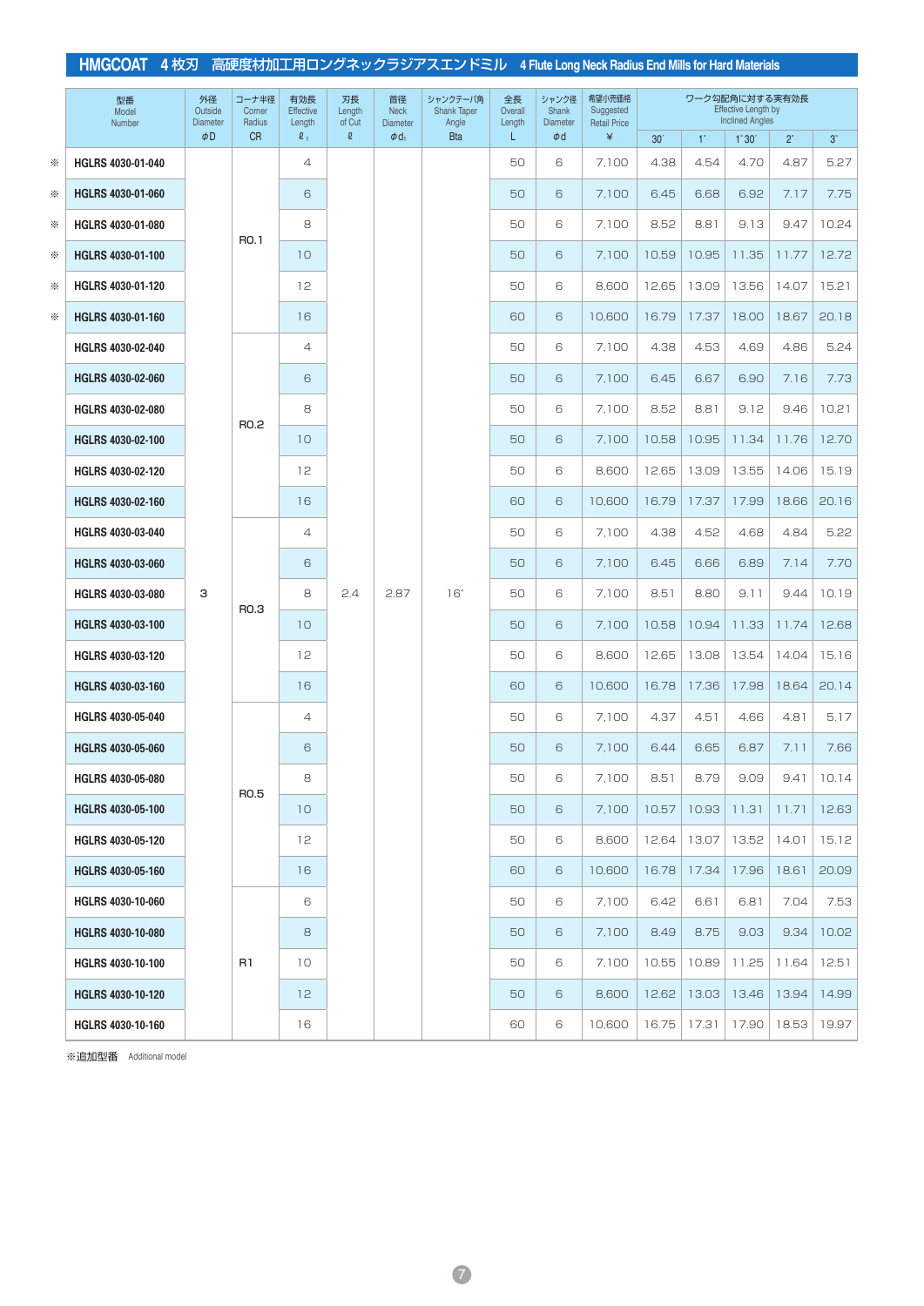## HMGCOAT 4枚刃 高硬度材加工用ロングネックラジアスエンドミル 4 Flute Long Neck Radius End Mills for Hard Materials

| | 型番 Model Number | 外径 Outside Diameter φD | コーナ半径 Corner Radius CR | 有効長 Effective Length $\ell_1$ | 刃長 Length of Cut ℓ | 首径 Neck Diameter $\phi d_1$ | シャンクテーパ角 Shank Taper Angle Bta | 全長 Overall Length L | シャンク径 Shank Diameter φd | 希望小売価格 Suggested Retail Price ¥ | ワーク勾配角に対する実有効長 Effective Length by Inclined Angles 30′ | 1° | 1°30′ | 2° | 3° |
|---|---|---|---|---|---|---|---|---|---|---|---|---|---|---|---|
| ※ | HGLRS 4030-01-040 | 3 | R0.1 | 4 | 2.4 | 2.87 | 16° | 50 | 6 | 7,100 | 4.38 | 4.54 | 4.70 | 4.87 | 5.27 |
| ※ | HGLRS 4030-01-060 | | | 6 | | | | 50 | 6 | 7,100 | 6.45 | 6.68 | 6.92 | 7.17 | 7.75 |
| ※ | HGLRS 4030-01-080 | | | 8 | | | | 50 | 6 | 7,100 | 8.52 | 8.81 | 9.13 | 9.47 | 10.24 |
| ※ | HGLRS 4030-01-100 | | | 10 | | | | 50 | 6 | 7,100 | 10.59 | 10.95 | 11.35 | 11.77 | 12.72 |
| ※ | HGLRS 4030-01-120 | | | 12 | | | | 50 | 6 | 8,600 | 12.65 | 13.09 | 13.56 | 14.07 | 15.21 |
| ※ | HGLRS 4030-01-160 | | | 16 | | | | 60 | 6 | 10,600 | 16.79 | 17.37 | 18.00 | 18.67 | 20.18 |
| | HGLRS 4030-02-040 | | R0.2 | 4 | | | | 50 | 6 | 7,100 | 4.38 | 4.53 | 4.69 | 4.86 | 5.24 |
| | HGLRS 4030-02-060 | | | 6 | | | | 50 | 6 | 7,100 | 6.45 | 6.67 | 6.90 | 7.16 | 7.73 |
| | HGLRS 4030-02-080 | | | 8 | | | | 50 | 6 | 7,100 | 8.52 | 8.81 | 9.12 | 9.46 | 10.21 |
| | HGLRS 4030-02-100 | | | 10 | | | | 50 | 6 | 7,100 | 10.58 | 10.95 | 11.34 | 11.76 | 12.70 |
| | HGLRS 4030-02-120 | | | 12 | | | | 50 | 6 | 8,600 | 12.65 | 13.09 | 13.55 | 14.06 | 15.19 |
| | HGLRS 4030-02-160 | | | 16 | | | | 60 | 6 | 10,600 | 16.79 | 17.37 | 17.99 | 18.66 | 20.16 |
| | HGLRS 4030-03-040 | | R0.3 | 4 | | | | 50 | 6 | 7,100 | 4.38 | 4.52 | 4.68 | 4.84 | 5.22 |
| | HGLRS 4030-03-060 | | | 6 | | | | 50 | 6 | 7,100 | 6.45 | 6.66 | 6.89 | 7.14 | 7.70 |
| | HGLRS 4030-03-080 | | | 8 | | | | 50 | 6 | 7,100 | 8.51 | 8.80 | 9.11 | 9.44 | 10.19 |
| | HGLRS 4030-03-100 | | | 10 | | | | 50 | 6 | 7,100 | 10.58 | 10.94 | 11.33 | 11.74 | 12.68 |
| | HGLRS 4030-03-120 | | | 12 | | | | 50 | 6 | 8,600 | 12.65 | 13.08 | 13.54 | 14.04 | 15.16 |
| | HGLRS 4030-03-160 | | | 16 | | | | 60 | 6 | 10,600 | 16.78 | 17.36 | 17.98 | 18.64 | 20.14 |
| | HGLRS 4030-05-040 | | R0.5 | 4 | | | | 50 | 6 | 7,100 | 4.37 | 4.51 | 4.66 | 4.81 | 5.17 |
| | HGLRS 4030-05-060 | | | 6 | | | | 50 | 6 | 7,100 | 6.44 | 6.65 | 6.87 | 7.11 | 7.66 |
| | HGLRS 4030-05-080 | | | 8 | | | | 50 | 6 | 7,100 | 8.51 | 8.79 | 9.09 | 9.41 | 10.14 |
| | HGLRS 4030-05-100 | | | 10 | | | | 50 | 6 | 7,100 | 10.57 | 10.93 | 11.31 | 11.71 | 12.63 |
| | HGLRS 4030-05-120 | | | 12 | | | | 50 | 6 | 8,600 | 12.64 | 13.07 | 13.52 | 14.01 | 15.12 |
| | HGLRS 4030-05-160 | | | 16 | | | | 60 | 6 | 10,600 | 16.78 | 17.34 | 17.96 | 18.61 | 20.09 |
| | HGLRS 4030-10-060 | | R1 | 6 | | | | 50 | 6 | 7,100 | 6.42 | 6.61 | 6.81 | 7.04 | 7.53 |
| | HGLRS 4030-10-080 | | | 8 | | | | 50 | 6 | 7,100 | 8.49 | 8.75 | 9.03 | 9.34 | 10.02 |
| | HGLRS 4030-10-100 | | | 10 | | | | 50 | 6 | 7,100 | 10.55 | 10.89 | 11.25 | 11.64 | 12.51 |
| | HGLRS 4030-10-120 | | | 12 | | | | 50 | 6 | 8,600 | 12.62 | 13.03 | 13.46 | 13.94 | 14.99 |
| | HGLRS 4030-10-160 | | | 16 | | | | 60 | 6 | 10,600 | 16.75 | 17.31 | 17.90 | 18.53 | 19.97 |

※追加型番 Additional model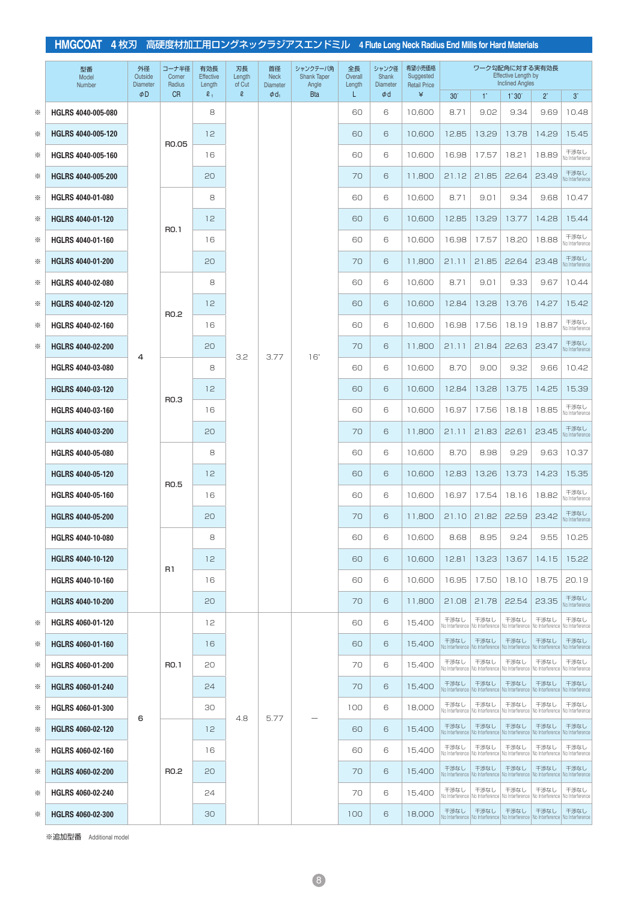## HMGCOAT 4枚刃 高硬度材加工用ロングネックラジアスエンドミル 4 Flute Long Neck Radius End Mills for Hard Materials

| | 型番 Model Number | 外径 Outside Diameter φD | コーナ半径 Corner Radius CR | 有効長 Effective Length $\ell_1$ | 刃長 Length of Cut ℓ | 首径 Neck Diameter $\phi d_1$ | シャンクテーパ角 Shank Taper Angle Bta | 全長 Overall Length L | シャンク径 Shank Diameter φd | 希望小売価格 Suggested Retail Price ¥ | ワーク勾配角に対する実有効長 Effective Length by Inclined Angles 30′ | 1° | 1°30′ | 2° | 3° |
|---|---|---|---|---|---|---|---|---|---|---|---|---|---|---|---|
| ※ | HGLRS 4040-005-080 | 4 | R0.05 | 8 | 3.2 | 3.77 | 16° | 60 | 6 | 10,600 | 8.71 | 9.02 | 9.34 | 9.69 | 10.48 |
| ※ | HGLRS 4040-005-120 | | | 12 | | | | 60 | 6 | 10,600 | 12.85 | 13.29 | 13.78 | 14.29 | 15.45 |
| ※ | HGLRS 4040-005-160 | | | 16 | | | | 60 | 6 | 10,600 | 16.98 | 17.57 | 18.21 | 18.89 | 干渉なし No Interference |
| ※ | HGLRS 4040-005-200 | | | 20 | | | | 70 | 6 | 11,800 | 21.12 | 21.85 | 22.64 | 23.49 | 干渉なし No Interference |
| ※ | HGLRS 4040-01-080 | | R0.1 | 8 | | | | 60 | 6 | 10,600 | 8.71 | 9.01 | 9.34 | 9.68 | 10.47 |
| ※ | HGLRS 4040-01-120 | | | 12 | | | | 60 | 6 | 10,600 | 12.85 | 13.29 | 13.77 | 14.28 | 15.44 |
| ※ | HGLRS 4040-01-160 | | | 16 | | | | 60 | 6 | 10,600 | 16.98 | 17.57 | 18.20 | 18.88 | 干渉なし No Interference |
| ※ | HGLRS 4040-01-200 | | | 20 | | | | 70 | 6 | 11,800 | 21.11 | 21.85 | 22.64 | 23.48 | 干渉なし No Interference |
| ※ | HGLRS 4040-02-080 | | R0.2 | 8 | | | | 60 | 6 | 10,600 | 8.71 | 9.01 | 9.33 | 9.67 | 10.44 |
| ※ | HGLRS 4040-02-120 | | | 12 | | | | 60 | 6 | 10,600 | 12.84 | 13.28 | 13.76 | 14.27 | 15.42 |
| ※ | HGLRS 4040-02-160 | | | 16 | | | | 60 | 6 | 10,600 | 16.98 | 17.56 | 18.19 | 18.87 | 干渉なし No Interference |
| ※ | HGLRS 4040-02-200 | | | 20 | | | | 70 | 6 | 11,800 | 21.11 | 21.84 | 22.63 | 23.47 | 干渉なし No Interference |
| | HGLRS 4040-03-080 | | R0.3 | 8 | | | | 60 | 6 | 10,600 | 8.70 | 9.00 | 9.32 | 9.66 | 10.42 |
| | HGLRS 4040-03-120 | | | 12 | | | | 60 | 6 | 10,600 | 12.84 | 13.28 | 13.75 | 14.25 | 15.39 |
| | HGLRS 4040-03-160 | | | 16 | | | | 60 | 6 | 10,600 | 16.97 | 17.56 | 18.18 | 18.85 | 干渉なし No Interference |
| | HGLRS 4040-03-200 | | | 20 | | | | 70 | 6 | 11,800 | 21.11 | 21.83 | 22.61 | 23.45 | 干渉なし No Interference |
| | HGLRS 4040-05-080 | | R0.5 | 8 | | | | 60 | 6 | 10,600 | 8.70 | 8.98 | 9.29 | 9.63 | 10.37 |
| | HGLRS 4040-05-120 | | | 12 | | | | 60 | 6 | 10,600 | 12.83 | 13.26 | 13.73 | 14.23 | 15.35 |
| | HGLRS 4040-05-160 | | | 16 | | | | 60 | 6 | 10,600 | 16.97 | 17.54 | 18.16 | 18.82 | 干渉なし No Interference |
| | HGLRS 4040-05-200 | | | 20 | | | | 70 | 6 | 11,800 | 21.10 | 21.82 | 22.59 | 23.42 | 干渉なし No Interference |
| | HGLRS 4040-10-080 | | R1 | 8 | | | | 60 | 6 | 10,600 | 8.68 | 8.95 | 9.24 | 9.55 | 10.25 |
| | HGLRS 4040-10-120 | | | 12 | | | | 60 | 6 | 10,600 | 12.81 | 13.23 | 13.67 | 14.15 | 15.22 |
| | HGLRS 4040-10-160 | | | 16 | | | | 60 | 6 | 10,600 | 16.95 | 17.50 | 18.10 | 18.75 | 20.19 |
| | HGLRS 4040-10-200 | | | 20 | | | | 70 | 6 | 11,800 | 21.08 | 21.78 | 22.54 | 23.35 | 干渉なし No Interference |
| ※ | HGLRS 4060-01-120 | 6 | R0.1 | 12 | 4.8 | 5.77 | — | 60 | 6 | 15,400 | 干渉なし No Interference | 干渉なし No Interference | 干渉なし No Interference | 干渉なし No Interference | 干渉なし No Interference |
| ※ | HGLRS 4060-01-160 | | | 16 | | | | 60 | 6 | 15,400 | 干渉なし No Interference | 干渉なし No Interference | 干渉なし No Interference | 干渉なし No Interference | 干渉なし No Interference |
| ※ | HGLRS 4060-01-200 | | | 20 | | | | 70 | 6 | 15,400 | 干渉なし No Interference | 干渉なし No Interference | 干渉なし No Interference | 干渉なし No Interference | 干渉なし No Interference |
| ※ | HGLRS 4060-01-240 | | | 24 | | | | 70 | 6 | 15,400 | 干渉なし No Interference | 干渉なし No Interference | 干渉なし No Interference | 干渉なし No Interference | 干渉なし No Interference |
| ※ | HGLRS 4060-01-300 | | | 30 | | | | 100 | 6 | 18,000 | 干渉なし No Interference | 干渉なし No Interference | 干渉なし No Interference | 干渉なし No Interference | 干渉なし No Interference |
| ※ | HGLRS 4060-02-120 | | R0.2 | 12 | | | | 60 | 6 | 15,400 | 干渉なし No Interference | 干渉なし No Interference | 干渉なし No Interference | 干渉なし No Interference | 干渉なし No Interference |
| ※ | HGLRS 4060-02-160 | | | 16 | | | | 60 | 6 | 15,400 | 干渉なし No Interference | 干渉なし No Interference | 干渉なし No Interference | 干渉なし No Interference | 干渉なし No Interference |
| ※ | HGLRS 4060-02-200 | | | 20 | | | | 70 | 6 | 15,400 | 干渉なし No Interference | 干渉なし No Interference | 干渉なし No Interference | 干渉なし No Interference | 干渉なし No Interference |
| ※ | HGLRS 4060-02-240 | | | 24 | | | | 70 | 6 | 15,400 | 干渉なし No Interference | 干渉なし No Interference | 干渉なし No Interference | 干渉なし No Interference | 干渉なし No Interference |
| ※ | HGLRS 4060-02-300 | | | 30 | | | | 100 | 6 | 18,000 | 干渉なし No Interference | 干渉なし No Interference | 干渉なし No Interference | 干渉なし No Interference | 干渉なし No Interference |

※追加型番 Additional model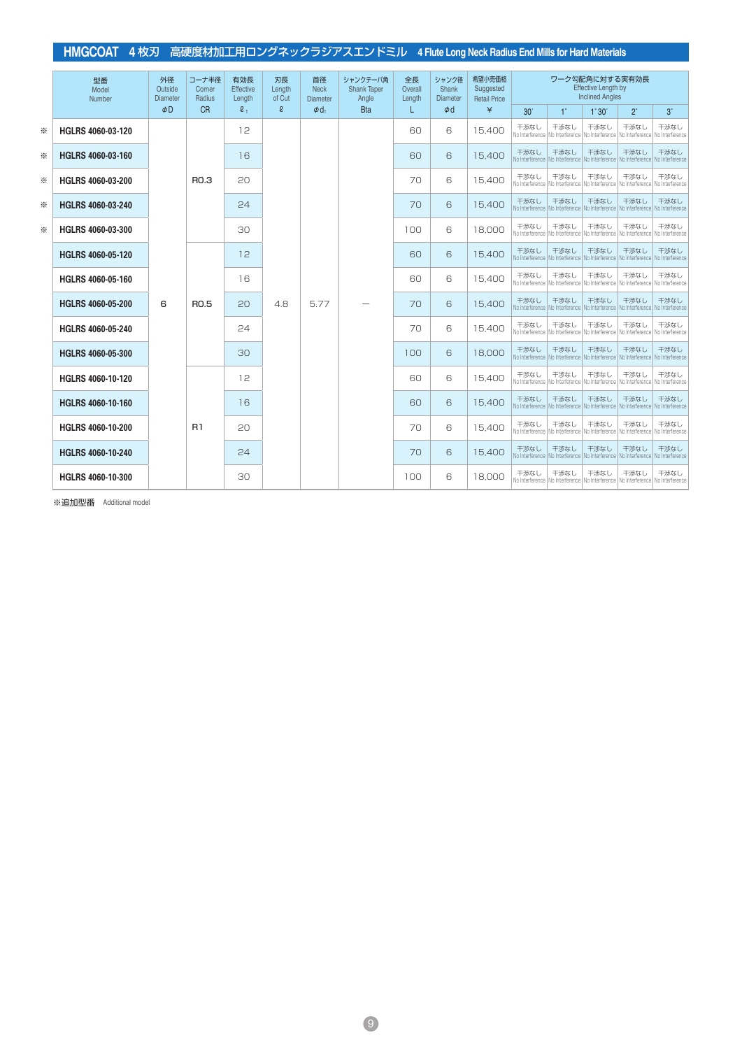## HMGCOAT　4枚刃　高硬度材加工用ロングネックラジアスエンドミル　4 Flute Long Neck Radius End Mills for Hard Materials

| | 型番 Model Number | 外径 Outside Diameter φD | コーナ半径 Corner Radius CR | 有効長 Effective Length $\ell_1$ | 刃長 Length of Cut ℓ | 首径 Neck Diameter $\phi d_1$ | シャンクテーパ角 Shank Taper Angle Bta | 全長 Overall Length L | シャンク径 Shank Diameter φd | 希望小売価格 Suggested Retail Price ¥ | ワーク勾配角に対する実有効長 Effective Length by Inclined Angles 30′ | 1° | 1°30′ | 2° | 3° |
|---|---|---|---|---|---|---|---|---|---|---|---|---|---|---|---|
| ※ | HGLRS 4060-03-120 | 6 | R0.3 | 12 | 4.8 | 5.77 | — | 60 | 6 | 15,400 | 干渉なし No Interference | 干渉なし No Interference | 干渉なし No Interference | 干渉なし No Interference | 干渉なし No Interference |
| ※ | HGLRS 4060-03-160 | 6 | R0.3 | 16 | 4.8 | 5.77 | — | 60 | 6 | 15,400 | 干渉なし No Interference | 干渉なし No Interference | 干渉なし No Interference | 干渉なし No Interference | 干渉なし No Interference |
| ※ | HGLRS 4060-03-200 | 6 | R0.3 | 20 | 4.8 | 5.77 | — | 70 | 6 | 15,400 | 干渉なし No Interference | 干渉なし No Interference | 干渉なし No Interference | 干渉なし No Interference | 干渉なし No Interference |
| ※ | HGLRS 4060-03-240 | 6 | R0.3 | 24 | 4.8 | 5.77 | — | 70 | 6 | 15,400 | 干渉なし No Interference | 干渉なし No Interference | 干渉なし No Interference | 干渉なし No Interference | 干渉なし No Interference |
| ※ | HGLRS 4060-03-300 | 6 | R0.3 | 30 | 4.8 | 5.77 | — | 100 | 6 | 18,000 | 干渉なし No Interference | 干渉なし No Interference | 干渉なし No Interference | 干渉なし No Interference | 干渉なし No Interference |
| | HGLRS 4060-05-120 | 6 | R0.5 | 12 | 4.8 | 5.77 | — | 60 | 6 | 15,400 | 干渉なし No Interference | 干渉なし No Interference | 干渉なし No Interference | 干渉なし No Interference | 干渉なし No Interference |
| | HGLRS 4060-05-160 | 6 | R0.5 | 16 | 4.8 | 5.77 | — | 60 | 6 | 15,400 | 干渉なし No Interference | 干渉なし No Interference | 干渉なし No Interference | 干渉なし No Interference | 干渉なし No Interference |
| | HGLRS 4060-05-200 | 6 | R0.5 | 20 | 4.8 | 5.77 | — | 70 | 6 | 15,400 | 干渉なし No Interference | 干渉なし No Interference | 干渉なし No Interference | 干渉なし No Interference | 干渉なし No Interference |
| | HGLRS 4060-05-240 | 6 | R0.5 | 24 | 4.8 | 5.77 | — | 70 | 6 | 15,400 | 干渉なし No Interference | 干渉なし No Interference | 干渉なし No Interference | 干渉なし No Interference | 干渉なし No Interference |
| | HGLRS 4060-05-300 | 6 | R0.5 | 30 | 4.8 | 5.77 | — | 100 | 6 | 18,000 | 干渉なし No Interference | 干渉なし No Interference | 干渉なし No Interference | 干渉なし No Interference | 干渉なし No Interference |
| | HGLRS 4060-10-120 | 6 | R1 | 12 | 4.8 | 5.77 | — | 60 | 6 | 15,400 | 干渉なし No Interference | 干渉なし No Interference | 干渉なし No Interference | 干渉なし No Interference | 干渉なし No Interference |
| | HGLRS 4060-10-160 | 6 | R1 | 16 | 4.8 | 5.77 | — | 60 | 6 | 15,400 | 干渉なし No Interference | 干渉なし No Interference | 干渉なし No Interference | 干渉なし No Interference | 干渉なし No Interference |
| | HGLRS 4060-10-200 | 6 | R1 | 20 | 4.8 | 5.77 | — | 70 | 6 | 15,400 | 干渉なし No Interference | 干渉なし No Interference | 干渉なし No Interference | 干渉なし No Interference | 干渉なし No Interference |
| | HGLRS 4060-10-240 | 6 | R1 | 24 | 4.8 | 5.77 | — | 70 | 6 | 15,400 | 干渉なし No Interference | 干渉なし No Interference | 干渉なし No Interference | 干渉なし No Interference | 干渉なし No Interference |
| | HGLRS 4060-10-300 | 6 | R1 | 30 | 4.8 | 5.77 | — | 100 | 6 | 18,000 | 干渉なし No Interference | 干渉なし No Interference | 干渉なし No Interference | 干渉なし No Interference | 干渉なし No Interference |

※追加型番　Additional model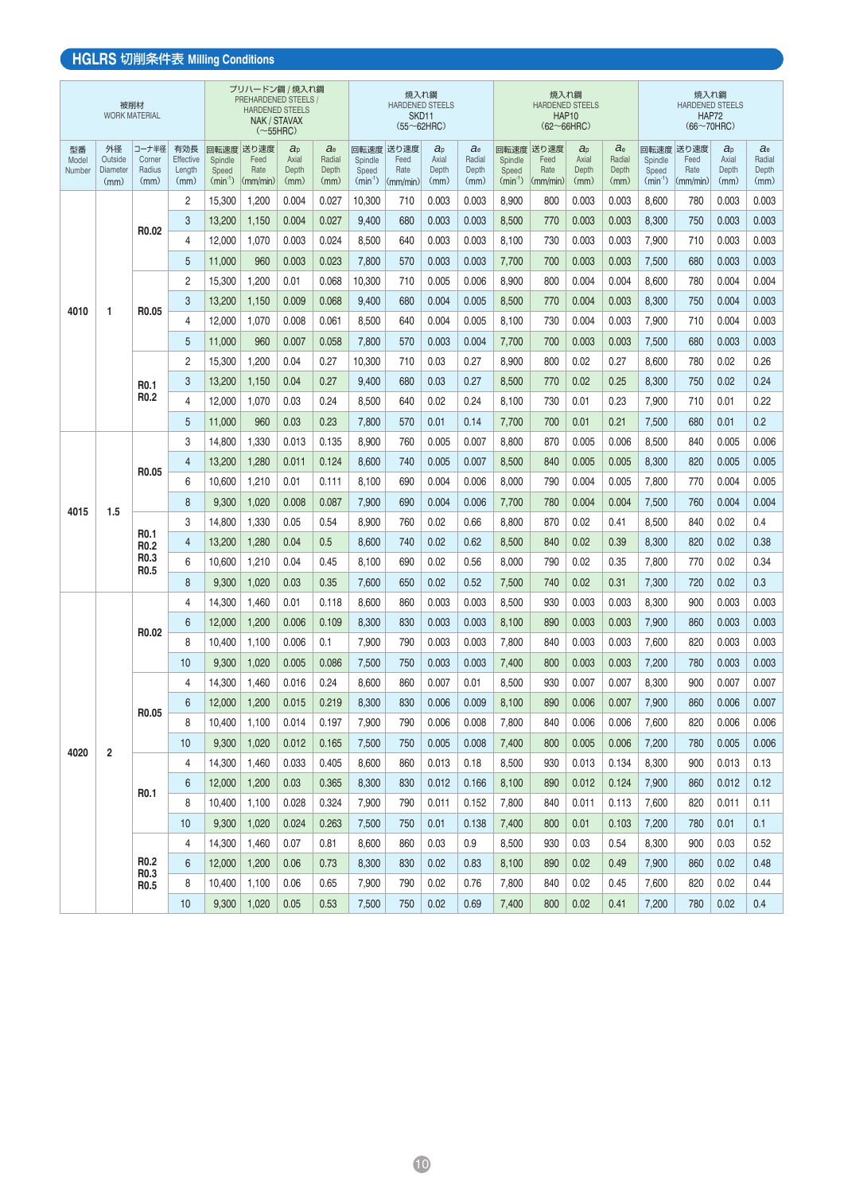## HGLRS 切削条件表 Milling Conditions

| 被削材 WORK MATERIAL | | | | プリハードン鋼 / 焼入れ鋼 PREHARDENED STEELS / HARDENED STEELS NAK / STAVAX (~55HRC) | | | | 焼入れ鋼 HARDENED STEELS SKD11 (55~62HRC) | | | | 焼入れ鋼 HARDENED STEELS HAP10 (62~66HRC) | | | | 焼入れ鋼 HARDENED STEELS HAP72 (66~70HRC) | | | |
|---|---|---|---|---|---|---|---|---|---|---|---|---|---|---|---|---|---|---|---|
| 型番 Model Number | 外径 Outside Diameter (mm) | コーナ半径 Corner Radius (mm) | 有効長 Effective Length (mm) | 回転速度 Spindle Speed ($min^{-1}$) | 送り速度 Feed Rate (mm/min) | $a_p$ Axial Depth (mm) | $a_e$ Radial Depth (mm) | 回転速度 Spindle Speed ($min^{-1}$) | 送り速度 Feed Rate (mm/min) | $a_p$ Axial Depth (mm) | $a_e$ Radial Depth (mm) | 回転速度 Spindle Speed ($min^{-1}$) | 送り速度 Feed Rate (mm/min) | $a_p$ Axial Depth (mm) | $a_e$ Radial Depth (mm) | 回転速度 Spindle Speed ($min^{-1}$) | 送り速度 Feed Rate (mm/min) | $a_p$ Axial Depth (mm) | $a_e$ Radial Depth (mm) |
| 4010 | 1 | R0.02 | 2 | 15,300 | 1,200 | 0.004 | 0.027 | 10,300 | 710 | 0.003 | 0.003 | 8,900 | 800 | 0.003 | 0.003 | 8,600 | 780 | 0.003 | 0.003 |
| | | | 3 | 13,200 | 1,150 | 0.004 | 0.027 | 9,400 | 680 | 0.003 | 0.003 | 8,500 | 770 | 0.003 | 0.003 | 8,300 | 750 | 0.003 | 0.003 |
| | | | 4 | 12,000 | 1,070 | 0.003 | 0.024 | 8,500 | 640 | 0.003 | 0.003 | 8,100 | 730 | 0.003 | 0.003 | 7,900 | 710 | 0.003 | 0.003 |
| | | | 5 | 11,000 | 960 | 0.003 | 0.023 | 7,800 | 570 | 0.003 | 0.003 | 7,700 | 700 | 0.003 | 0.003 | 7,500 | 680 | 0.003 | 0.003 |
| | | R0.05 | 2 | 15,300 | 1,200 | 0.01 | 0.068 | 10,300 | 710 | 0.005 | 0.006 | 8,900 | 800 | 0.004 | 0.004 | 8,600 | 780 | 0.004 | 0.004 |
| | | | 3 | 13,200 | 1,150 | 0.009 | 0.068 | 9,400 | 680 | 0.004 | 0.005 | 8,500 | 770 | 0.004 | 0.003 | 8,300 | 750 | 0.004 | 0.003 |
| | | | 4 | 12,000 | 1,070 | 0.008 | 0.061 | 8,500 | 640 | 0.004 | 0.005 | 8,100 | 730 | 0.004 | 0.003 | 7,900 | 710 | 0.004 | 0.003 |
| | | | 5 | 11,000 | 960 | 0.007 | 0.058 | 7,800 | 570 | 0.003 | 0.004 | 7,700 | 700 | 0.003 | 0.003 | 7,500 | 680 | 0.003 | 0.003 |
| | | R0.1 R0.2 | 2 | 15,300 | 1,200 | 0.04 | 0.27 | 10,300 | 710 | 0.03 | 0.27 | 8,900 | 800 | 0.02 | 0.27 | 8,600 | 780 | 0.02 | 0.26 |
| | | | 3 | 13,200 | 1,150 | 0.04 | 0.27 | 9,400 | 680 | 0.03 | 0.27 | 8,500 | 770 | 0.02 | 0.25 | 8,300 | 750 | 0.02 | 0.24 |
| | | | 4 | 12,000 | 1,070 | 0.03 | 0.24 | 8,500 | 640 | 0.02 | 0.24 | 8,100 | 730 | 0.01 | 0.23 | 7,900 | 710 | 0.01 | 0.22 |
| | | | 5 | 11,000 | 960 | 0.03 | 0.23 | 7,800 | 570 | 0.01 | 0.14 | 7,700 | 700 | 0.01 | 0.21 | 7,500 | 680 | 0.01 | 0.2 |
| 4015 | 1.5 | R0.05 | 3 | 14,800 | 1,330 | 0.013 | 0.135 | 8,900 | 760 | 0.005 | 0.007 | 8,800 | 870 | 0.005 | 0.006 | 8,500 | 840 | 0.005 | 0.006 |
| | | | 4 | 13,200 | 1,280 | 0.011 | 0.124 | 8,600 | 740 | 0.005 | 0.007 | 8,500 | 840 | 0.005 | 0.005 | 8,300 | 820 | 0.005 | 0.005 |
| | | | 6 | 10,600 | 1,210 | 0.01 | 0.111 | 8,100 | 690 | 0.004 | 0.006 | 8,000 | 790 | 0.004 | 0.005 | 7,800 | 770 | 0.004 | 0.005 |
| | | | 8 | 9,300 | 1,020 | 0.008 | 0.087 | 7,900 | 690 | 0.004 | 0.006 | 7,700 | 780 | 0.004 | 0.004 | 7,500 | 760 | 0.004 | 0.004 |
| | | R0.1 R0.2 R0.3 R0.5 | 3 | 14,800 | 1,330 | 0.05 | 0.54 | 8,900 | 760 | 0.02 | 0.66 | 8,800 | 870 | 0.02 | 0.41 | 8,500 | 840 | 0.02 | 0.4 |
| | | | 4 | 13,200 | 1,280 | 0.04 | 0.5 | 8,600 | 740 | 0.02 | 0.62 | 8,500 | 840 | 0.02 | 0.39 | 8,300 | 820 | 0.02 | 0.38 |
| | | | 6 | 10,600 | 1,210 | 0.04 | 0.45 | 8,100 | 690 | 0.02 | 0.56 | 8,000 | 790 | 0.02 | 0.35 | 7,800 | 770 | 0.02 | 0.34 |
| | | | 8 | 9,300 | 1,020 | 0.03 | 0.35 | 7,600 | 650 | 0.02 | 0.52 | 7,500 | 740 | 0.02 | 0.31 | 7,300 | 720 | 0.02 | 0.3 |
| 4020 | 2 | R0.02 | 4 | 14,300 | 1,460 | 0.01 | 0.118 | 8,600 | 860 | 0.003 | 0.003 | 8,500 | 930 | 0.003 | 0.003 | 8,300 | 900 | 0.003 | 0.003 |
| | | | 6 | 12,000 | 1,200 | 0.006 | 0.109 | 8,300 | 830 | 0.003 | 0.003 | 8,100 | 890 | 0.003 | 0.003 | 7,900 | 860 | 0.003 | 0.003 |
| | | | 8 | 10,400 | 1,100 | 0.006 | 0.1 | 7,900 | 790 | 0.003 | 0.003 | 7,800 | 840 | 0.003 | 0.003 | 7,600 | 820 | 0.003 | 0.003 |
| | | | 10 | 9,300 | 1,020 | 0.005 | 0.086 | 7,500 | 750 | 0.003 | 0.003 | 7,400 | 800 | 0.003 | 0.003 | 7,200 | 780 | 0.003 | 0.003 |
| | | R0.05 | 4 | 14,300 | 1,460 | 0.016 | 0.24 | 8,600 | 860 | 0.007 | 0.01 | 8,500 | 930 | 0.007 | 0.007 | 8,300 | 900 | 0.007 | 0.007 |
| | | | 6 | 12,000 | 1,200 | 0.015 | 0.219 | 8,300 | 830 | 0.006 | 0.009 | 8,100 | 890 | 0.006 | 0.007 | 7,900 | 860 | 0.006 | 0.007 |
| | | | 8 | 10,400 | 1,100 | 0.014 | 0.197 | 7,900 | 790 | 0.006 | 0.008 | 7,800 | 840 | 0.006 | 0.006 | 7,600 | 820 | 0.006 | 0.006 |
| | | | 10 | 9,300 | 1,020 | 0.012 | 0.165 | 7,500 | 750 | 0.005 | 0.008 | 7,400 | 800 | 0.005 | 0.006 | 7,200 | 780 | 0.005 | 0.006 |
| | | R0.1 | 4 | 14,300 | 1,460 | 0.033 | 0.405 | 8,600 | 860 | 0.013 | 0.18 | 8,500 | 930 | 0.013 | 0.134 | 8,300 | 900 | 0.013 | 0.13 |
| | | | 6 | 12,000 | 1,200 | 0.03 | 0.365 | 8,300 | 830 | 0.012 | 0.166 | 8,100 | 890 | 0.012 | 0.124 | 7,900 | 860 | 0.012 | 0.12 |
| | | | 8 | 10,400 | 1,100 | 0.028 | 0.324 | 7,900 | 790 | 0.011 | 0.152 | 7,800 | 840 | 0.011 | 0.113 | 7,600 | 820 | 0.011 | 0.11 |
| | | | 10 | 9,300 | 1,020 | 0.024 | 0.263 | 7,500 | 750 | 0.01 | 0.138 | 7,400 | 800 | 0.01 | 0.103 | 7,200 | 780 | 0.01 | 0.1 |
| | | R0.2 R0.3 R0.5 | 4 | 14,300 | 1,460 | 0.07 | 0.81 | 8,600 | 860 | 0.03 | 0.9 | 8,500 | 930 | 0.03 | 0.54 | 8,300 | 900 | 0.03 | 0.52 |
| | | | 6 | 12,000 | 1,200 | 0.06 | 0.73 | 8,300 | 830 | 0.02 | 0.83 | 8,100 | 890 | 0.02 | 0.49 | 7,900 | 860 | 0.02 | 0.48 |
| | | | 8 | 10,400 | 1,100 | 0.06 | 0.65 | 7,900 | 790 | 0.02 | 0.76 | 7,800 | 840 | 0.02 | 0.45 | 7,600 | 820 | 0.02 | 0.44 |
| | | | 10 | 9,300 | 1,020 | 0.05 | 0.53 | 7,500 | 750 | 0.02 | 0.69 | 7,400 | 800 | 0.02 | 0.41 | 7,200 | 780 | 0.02 | 0.4 |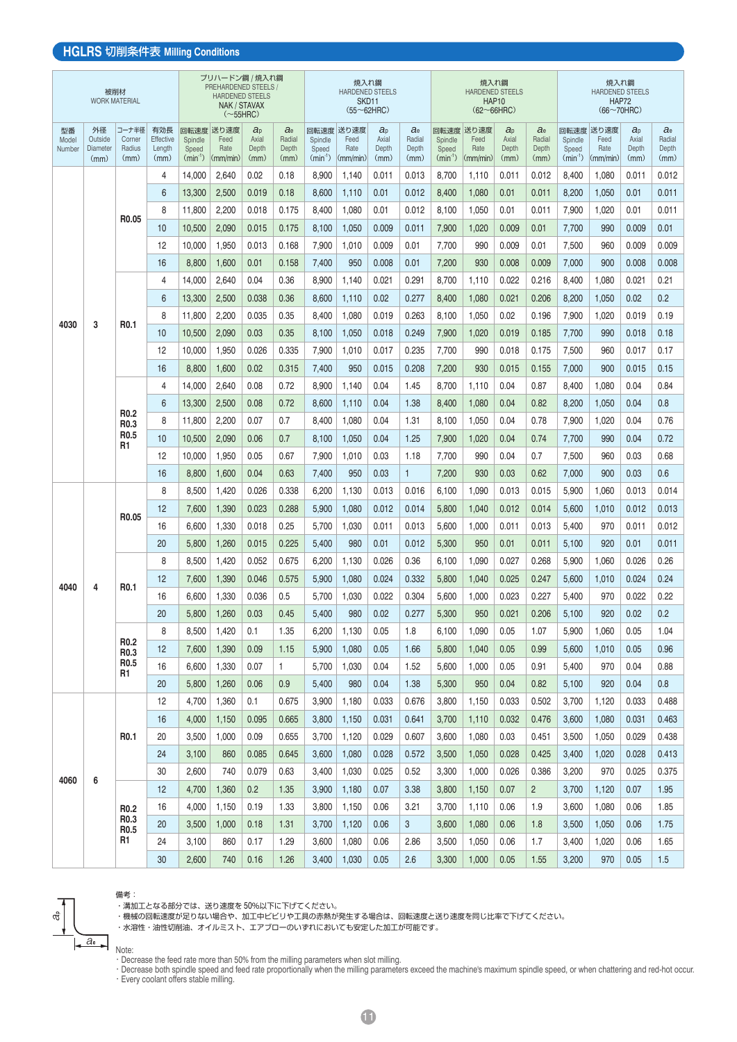## HGLRS 切削条件表 Milling Conditions

| 被削材 WORK MATERIAL | | | | プリハードン鋼 / 焼入れ鋼 PREHARDENED STEELS / HARDENED STEELS NAK / STAVAX (～55HRC) | | | | 焼入れ鋼 HARDENED STEELS SKD11 (55～62HRC) | | | | 焼入れ鋼 HARDENED STEELS HAP10 (62～66HRC) | | | | 焼入れ鋼 HARDENED STEELS HAP72 (66～70HRC) | | | |
|---|---|---|---|---|---|---|---|---|---|---|---|---|---|---|---|---|---|---|---|
| 型番 Model Number | 外径 Outside Diameter (mm) | コーナ半径 Corner Radius (mm) | 有効長 Effective Length (mm) | 回転速度 Spindle Speed (min⁻¹) | 送り速度 Feed Rate (mm/min) | $a_p$ Axial Depth (mm) | $a_e$ Radial Depth (mm) | 回転速度 Spindle Speed (min⁻¹) | 送り速度 Feed Rate (mm/min) | $a_p$ Axial Depth (mm) | $a_e$ Radial Depth (mm) | 回転速度 Spindle Speed (min⁻¹) | 送り速度 Feed Rate (mm/min) | $a_p$ Axial Depth (mm) | $a_e$ Radial Depth (mm) | 回転速度 Spindle Speed (min⁻¹) | 送り速度 Feed Rate (mm/min) | $a_p$ Axial Depth (mm) | $a_e$ Radial Depth (mm) |
| 4030 | 3 | R0.05 | 4 | 14,000 | 2,640 | 0.02 | 0.18 | 8,900 | 1,140 | 0.011 | 0.013 | 8,700 | 1,110 | 0.011 | 0.012 | 8,400 | 1,080 | 0.011 | 0.012 |
| | | | 6 | 13,300 | 2,500 | 0.019 | 0.18 | 8,600 | 1,110 | 0.01 | 0.012 | 8,400 | 1,080 | 0.01 | 0.011 | 8,200 | 1,050 | 0.01 | 0.011 |
| | | | 8 | 11,800 | 2,200 | 0.018 | 0.175 | 8,400 | 1,080 | 0.01 | 0.012 | 8,100 | 1,050 | 0.01 | 0.011 | 7,900 | 1,020 | 0.01 | 0.011 |
| | | | 10 | 10,500 | 2,090 | 0.015 | 0.175 | 8,100 | 1,050 | 0.009 | 0.011 | 7,900 | 1,020 | 0.009 | 0.01 | 7,700 | 990 | 0.009 | 0.01 |
| | | | 12 | 10,000 | 1,950 | 0.013 | 0.168 | 7,900 | 1,010 | 0.009 | 0.01 | 7,700 | 990 | 0.009 | 0.01 | 7,500 | 960 | 0.009 | 0.009 |
| | | | 16 | 8,800 | 1,600 | 0.01 | 0.158 | 7,400 | 950 | 0.008 | 0.01 | 7,200 | 930 | 0.008 | 0.009 | 7,000 | 900 | 0.008 | 0.008 |
| | | R0.1 | 4 | 14,000 | 2,640 | 0.04 | 0.36 | 8,900 | 1,140 | 0.021 | 0.291 | 8,700 | 1,110 | 0.022 | 0.216 | 8,400 | 1,080 | 0.021 | 0.21 |
| | | | 6 | 13,300 | 2,500 | 0.038 | 0.36 | 8,600 | 1,110 | 0.02 | 0.277 | 8,400 | 1,080 | 0.021 | 0.206 | 8,200 | 1,050 | 0.02 | 0.2 |
| | | | 8 | 11,800 | 2,200 | 0.035 | 0.35 | 8,400 | 1,080 | 0.019 | 0.263 | 8,100 | 1,050 | 0.02 | 0.196 | 7,900 | 1,020 | 0.019 | 0.19 |
| | | | 10 | 10,500 | 2,090 | 0.03 | 0.35 | 8,100 | 1,050 | 0.018 | 0.249 | 7,900 | 1,020 | 0.019 | 0.185 | 7,700 | 990 | 0.018 | 0.18 |
| | | | 12 | 10,000 | 1,950 | 0.026 | 0.335 | 7,900 | 1,010 | 0.017 | 0.235 | 7,700 | 990 | 0.018 | 0.175 | 7,500 | 960 | 0.017 | 0.17 |
| | | | 16 | 8,800 | 1,600 | 0.02 | 0.315 | 7,400 | 950 | 0.015 | 0.208 | 7,200 | 930 | 0.015 | 0.155 | 7,000 | 900 | 0.015 | 0.15 |
| | | R0.2 R0.3 R0.5 R1 | 4 | 14,000 | 2,640 | 0.08 | 0.72 | 8,900 | 1,140 | 0.04 | 1.45 | 8,700 | 1,110 | 0.04 | 0.87 | 8,400 | 1,080 | 0.04 | 0.84 |
| | | | 6 | 13,300 | 2,500 | 0.08 | 0.72 | 8,600 | 1,110 | 0.04 | 1.38 | 8,400 | 1,080 | 0.04 | 0.82 | 8,200 | 1,050 | 0.04 | 0.8 |
| | | | 8 | 11,800 | 2,200 | 0.07 | 0.7 | 8,400 | 1,080 | 0.04 | 1.31 | 8,100 | 1,050 | 0.04 | 0.78 | 7,900 | 1,020 | 0.04 | 0.76 |
| | | | 10 | 10,500 | 2,090 | 0.06 | 0.7 | 8,100 | 1,050 | 0.04 | 1.25 | 7,900 | 1,020 | 0.04 | 0.74 | 7,700 | 990 | 0.04 | 0.72 |
| | | | 12 | 10,000 | 1,950 | 0.05 | 0.67 | 7,900 | 1,010 | 0.03 | 1.18 | 7,700 | 990 | 0.04 | 0.7 | 7,500 | 960 | 0.03 | 0.68 |
| | | | 16 | 8,800 | 1,600 | 0.04 | 0.63 | 7,400 | 950 | 0.03 | 1 | 7,200 | 930 | 0.03 | 0.62 | 7,000 | 900 | 0.03 | 0.6 |
| 4040 | 4 | R0.05 | 8 | 8,500 | 1,420 | 0.026 | 0.338 | 6,200 | 1,130 | 0.013 | 0.016 | 6,100 | 1,090 | 0.013 | 0.015 | 5,900 | 1,060 | 0.013 | 0.014 |
| | | | 12 | 7,600 | 1,390 | 0.023 | 0.288 | 5,900 | 1,080 | 0.012 | 0.014 | 5,800 | 1,040 | 0.012 | 0.014 | 5,600 | 1,010 | 0.012 | 0.013 |
| | | | 16 | 6,600 | 1,330 | 0.018 | 0.25 | 5,700 | 1,030 | 0.011 | 0.013 | 5,600 | 1,000 | 0.011 | 0.013 | 5,400 | 970 | 0.011 | 0.012 |
| | | | 20 | 5,800 | 1,260 | 0.015 | 0.225 | 5,400 | 980 | 0.01 | 0.012 | 5,300 | 950 | 0.01 | 0.011 | 5,100 | 920 | 0.01 | 0.011 |
| | | R0.1 | 8 | 8,500 | 1,420 | 0.052 | 0.675 | 6,200 | 1,130 | 0.026 | 0.36 | 6,100 | 1,090 | 0.027 | 0.268 | 5,900 | 1,060 | 0.026 | 0.26 |
| | | | 12 | 7,600 | 1,390 | 0.046 | 0.575 | 5,900 | 1,080 | 0.024 | 0.332 | 5,800 | 1,040 | 0.025 | 0.247 | 5,600 | 1,010 | 0.024 | 0.24 |
| | | | 16 | 6,600 | 1,330 | 0.036 | 0.5 | 5,700 | 1,030 | 0.022 | 0.304 | 5,600 | 1,000 | 0.023 | 0.227 | 5,400 | 970 | 0.022 | 0.22 |
| | | | 20 | 5,800 | 1,260 | 0.03 | 0.45 | 5,400 | 980 | 0.02 | 0.277 | 5,300 | 950 | 0.021 | 0.206 | 5,100 | 920 | 0.02 | 0.2 |
| | | R0.2 R0.3 R0.5 R1 | 8 | 8,500 | 1,420 | 0.1 | 1.35 | 6,200 | 1,130 | 0.05 | 1.8 | 6,100 | 1,090 | 0.05 | 1.07 | 5,900 | 1,060 | 0.05 | 1.04 |
| | | | 12 | 7,600 | 1,390 | 0.09 | 1.15 | 5,900 | 1,080 | 0.05 | 1.66 | 5,800 | 1,040 | 0.05 | 0.99 | 5,600 | 1,010 | 0.05 | 0.96 |
| | | | 16 | 6,600 | 1,330 | 0.07 | 1 | 5,700 | 1,030 | 0.04 | 1.52 | 5,600 | 1,000 | 0.05 | 0.91 | 5,400 | 970 | 0.04 | 0.88 |
| | | | 20 | 5,800 | 1,260 | 0.06 | 0.9 | 5,400 | 980 | 0.04 | 1.38 | 5,300 | 950 | 0.04 | 0.82 | 5,100 | 920 | 0.04 | 0.8 |
| 4060 | 6 | R0.1 | 12 | 4,700 | 1,360 | 0.1 | 0.675 | 3,900 | 1,180 | 0.033 | 0.676 | 3,800 | 1,150 | 0.033 | 0.502 | 3,700 | 1,120 | 0.033 | 0.488 |
| | | | 16 | 4,000 | 1,150 | 0.095 | 0.665 | 3,800 | 1,150 | 0.031 | 0.641 | 3,700 | 1,110 | 0.032 | 0.476 | 3,600 | 1,080 | 0.031 | 0.463 |
| | | | 20 | 3,500 | 1,000 | 0.09 | 0.655 | 3,700 | 1,120 | 0.029 | 0.607 | 3,600 | 1,080 | 0.03 | 0.451 | 3,500 | 1,050 | 0.029 | 0.438 |
| | | | 24 | 3,100 | 860 | 0.085 | 0.645 | 3,600 | 1,080 | 0.028 | 0.572 | 3,500 | 1,050 | 0.028 | 0.425 | 3,400 | 1,020 | 0.028 | 0.413 |
| | | | 30 | 2,600 | 740 | 0.079 | 0.63 | 3,400 | 1,030 | 0.025 | 0.52 | 3,300 | 1,000 | 0.026 | 0.386 | 3,200 | 970 | 0.025 | 0.375 |
| | | R0.2 R0.3 R0.5 R1 | 12 | 4,700 | 1,360 | 0.2 | 1.35 | 3,900 | 1,180 | 0.07 | 3.38 | 3,800 | 1,150 | 0.07 | 2 | 3,700 | 1,120 | 0.07 | 1.95 |
| | | | 16 | 4,000 | 1,150 | 0.19 | 1.33 | 3,800 | 1,150 | 0.06 | 3.21 | 3,700 | 1,110 | 0.06 | 1.9 | 3,600 | 1,080 | 0.06 | 1.85 |
| | | | 20 | 3,500 | 1,000 | 0.18 | 1.31 | 3,700 | 1,120 | 0.06 | 3 | 3,600 | 1,080 | 0.06 | 1.8 | 3,500 | 1,050 | 0.06 | 1.75 |
| | | | 24 | 3,100 | 860 | 0.17 | 1.29 | 3,600 | 1,080 | 0.06 | 2.86 | 3,500 | 1,050 | 0.06 | 1.7 | 3,400 | 1,020 | 0.06 | 1.65 |
| | | | 30 | 2,600 | 740 | 0.16 | 1.26 | 3,400 | 1,030 | 0.05 | 2.6 | 3,300 | 1,000 | 0.05 | 1.55 | 3,200 | 970 | 0.05 | 1.5 |

備考：
- 満加工となる部分では、送り速度を50%以下に下げてください。
- 機械の回転速度が足りない場合や、加工中ビビリや工具の赤熱が発生する場合は、回転速度と送り速度を同じ比率で下げてください。
- 水溶性・油性切削油、オイルミスト、エアブローのいずれにおいても安定した加工が可能です。

Note:
- Decrease the feed rate more than 50% from the milling parameters when slot milling.
- Decrease both spindle speed and feed rate proportionally when the milling parameters exceed the machine's maximum spindle speed, or when chattering and red-hot occur.
- Every coolant offers stable milling.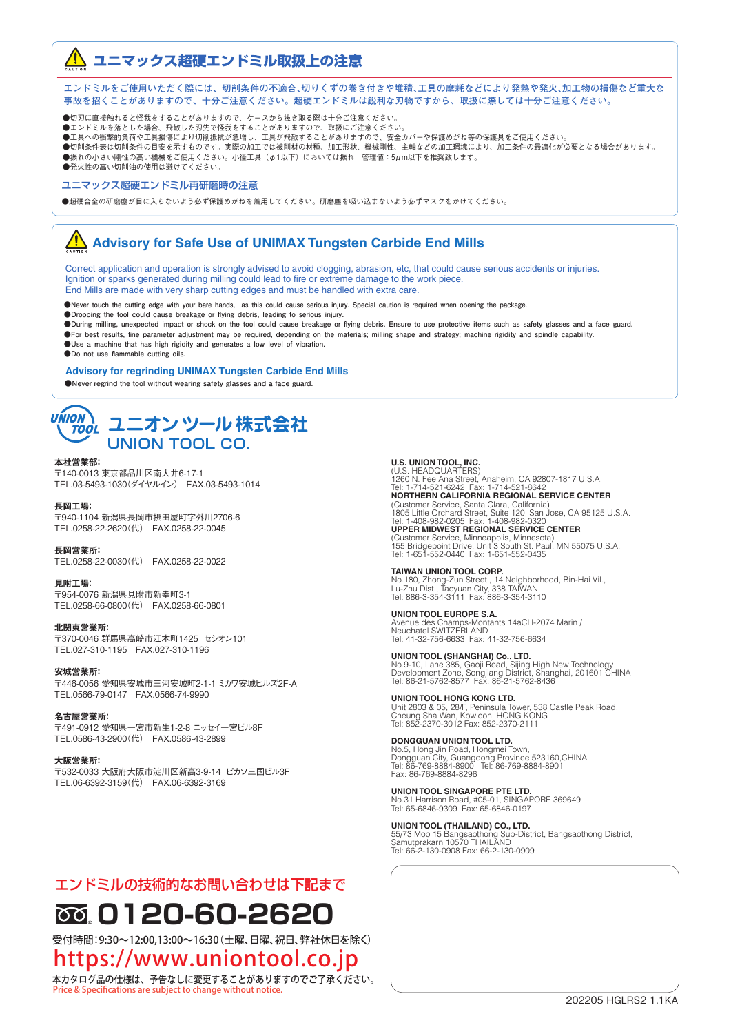## ユニマックス超硬エンドミル取扱上の注意

エンドミルをご使用いただく際には、切削条件の不適合、切りくずの巻き付きや堆積、工具の摩耗などにより発熱や発火、加工物の損傷など重大な事故を招くことがありますので、十分ご注意ください。超硬エンドミルは鋭利な刃物ですから、取扱に際しては十分ご注意ください。

●切刃に直接触れると怪我をすることがありますので、ケースから抜き取る際は十分ご注意ください。
●エンドミルを落とした場合、飛散した刃先で怪我をすることがありますので、取扱にご注意ください。
●工具への衝撃的負荷や工具損傷により切削抵抗が急増し、工具が飛散することがありますので、安全カバーや保護めがね等の保護具をご使用ください。
●切削条件表は切削条件の目安を示すものです。実際の加工では被削材の材種、加工形状、機械剛性、主軸などの加工環境により、加工条件の最適化が必要となる場合があります。
●振れの小さい剛性の高い機械をご使用ください。小径工具（φ1以下）においては振れ　管理値：5μm以下を推奨致します。
●発火性の高い切削油の使用は避けてください。

### ユニマックス超硬エンドミル再研磨時の注意

●超硬合金の研磨塵が目に入らないよう必ず保護めがねを着用してください。研磨塵を吸い込まないよう必ずマスクをかけてください。

## Advisory for Safe Use of UNIMAX Tungsten Carbide End Mills

Correct application and operation is strongly advised to avoid clogging, abrasion, etc, that could cause serious accidents or injuries.
Ignition or sparks generated during milling could lead to fire or extreme damage to the work piece.
End Mills are made with very sharp cutting edges and must be handled with extra care.

●Never touch the cutting edge with your bare hands, as this could cause serious injury. Special caution is required when opening the package.
●Dropping the tool could cause breakage or flying debris, leading to serious injury.
●During milling, unexpected impact or shock on the tool could cause breakage or flying debris. Ensure to use protective items such as safety glasses and a face guard.
●For best results, fine parameter adjustment may be required, depending on the materials; milling shape and strategy; machine rigidity and spindle capability.
●Use a machine that has high rigidity and generates a low level of vibration.
●Do not use flammable cutting oils.

### Advisory for regrinding UNIMAX Tungsten Carbide End Mills

●Never regrind the tool without wearing safety glasses and a face guard.

# ユニオンツール株式会社
# UNION TOOL CO.

**本社営業部:**
〒140-0013 東京都品川区南大井6-17-1
TEL.03-5493-1030(ダイヤルイン)　FAX.03-5493-1014

**長岡工場:**
〒940-1104 新潟県長岡市摂田屋町字外川2706-6
TEL.0258-22-2620(代)　FAX.0258-22-0045

**長岡営業所:**
TEL.0258-22-0030(代)　FAX.0258-22-0022

**見附工場:**
〒954-0076 新潟県見附市新幸町3-1
TEL.0258-66-0800(代)　FAX.0258-66-0801

**北関東営業所:**
〒370-0046 群馬県高崎市江木町1425　セシオン101
TEL.027-310-1195　FAX.027-310-1196

**安城営業所:**
〒446-0056 愛知県安城市三河安城町2-1-1 ミカワ安城ヒルズ2F-A
TEL.0566-79-0147　FAX.0566-74-9990

**名古屋営業所:**
〒491-0912 愛知県一宮市新生1-2-8 ニッセイ一宮ビル8F
TEL.0586-43-2900(代)　FAX.0586-43-2899

**大阪営業所:**
〒532-0033 大阪府大阪市淀川区新高3-9-14 ピカソ三国ビル3F
TEL.06-6392-3159(代)　FAX.06-6392-3169

**U.S. UNION TOOL, INC.**
(U.S. HEADQUARTERS)
1260 N. Fee Ana Street, Anaheim, CA 92807-1817 U.S.A.
Tel: 1-714-521-6242 Fax: 1-714-521-8642
**NORTHERN CALIFORNIA REGIONAL SERVICE CENTER**
(Customer Service, Santa Clara, California)
1805 Little Orchard Street, Suite 120, San Jose, CA 95125 U.S.A.
Tel: 1-408-982-0205 Fax: 1-408-982-0320
**UPPER MIDWEST REGIONAL SERVICE CENTER**
(Customer Service, Minneapolis, Minnesota)
155 Bridgepoint Drive, Unit 3 South St. Paul, MN 55075 U.S.A.
Tel: 1-651-552-0440 Fax: 1-651-552-0435

**TAIWAN UNION TOOL CORP.**
No.180, Zhong-Zun Street., 14 Neighborhood, Bin-Hai Vil.,
Lu-Zhu Dist., Taoyuan City, 338 TAIWAN
Tel: 886-3-354-3111 Fax: 886-3-354-3110

**UNION TOOL EUROPE S.A.**
Avenue des Champs-Montants 14aCH-2074 Marin /
Neuchatel SWITZERLAND
Tel: 41-32-756-6633 Fax: 41-32-756-6634

**UNION TOOL (SHANGHAI) Co., LTD.**
No.9-10, Lane 385, Gaoji Road, Sijing High New Technology
Development Zone, Songjiang District, Shanghai, 201601 CHINA
Tel: 86-21-5762-8577 Fax: 86-21-5762-8436

**UNION TOOL HONG KONG LTD.**
Unit 2803 & 05, 28/F, Peninsula Tower, 538 Castle Peak Road,
Cheung Sha Wan, Kowloon, HONG KONG
Tel: 852-2370-3012 Fax: 852-2370-2111

**DONGGUAN UNION TOOL LTD.**
No.5, Hong Jin Road, Hongmei Town,
Dongguan City, Guangdong Province 523160,CHINA
Tel: 86-769-8884-8900　Tel: 86-769-8884-8901
Fax: 86-769-8884-8296

**UNION TOOL SINGAPORE PTE LTD.**
No.31 Harrison Road, #05-01, SINGAPORE 369649
Tel: 65-6846-9309 Fax: 65-6846-0197

**UNION TOOL (THAILAND) CO., LTD.**
55/73 Moo 15 Bangsaothong Sub-District, Bangsaothong District,
Samutprakarn 10570 THAILAND
Tel: 66-2-130-0908 Fax: 66-2-130-0909

エンドミルの技術的なお問い合わせは下記まで

**0120-60-2620**

受付時間:9:30〜12:00,13:00〜16:30(土曜、日曜、祝日、弊社休日を除く)

**https://www.uniontool.co.jp**

本カタログ品の仕様は、予告なしに変更することがありますのでご了承ください。
Price & Specifications are subject to change without notice.

202205 HGLRS2 1.1KA